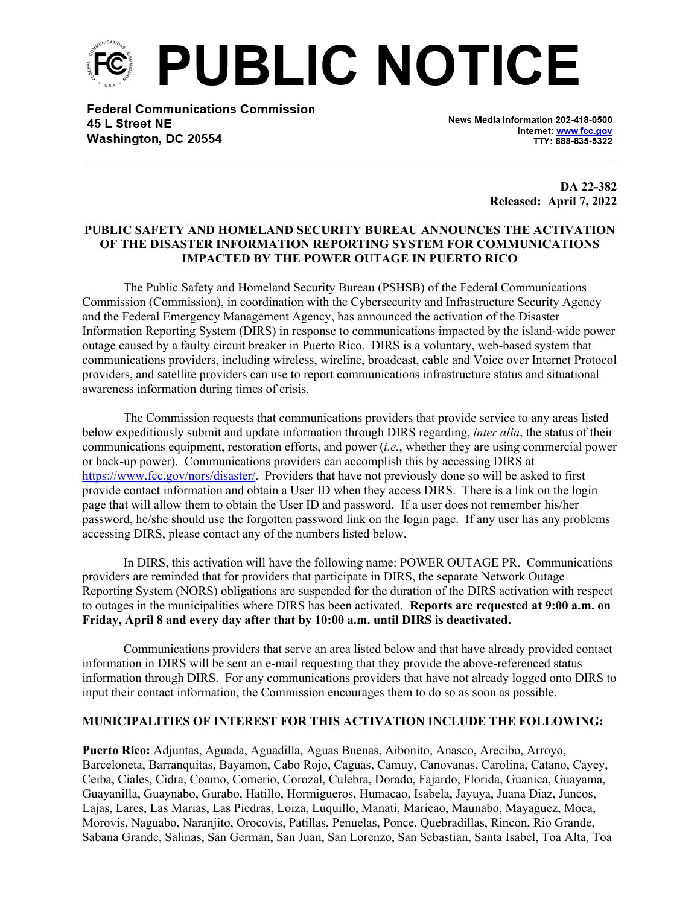# PUBLIC NOTICE

**Federal Communications Commission**
**45 L Street NE**
**Washington, DC 20554**

News Media Information 202-418-0500
Internet: www.fcc.gov
TTY: 888-835-5322

**DA 22-382**
**Released: April 7, 2022**

**PUBLIC SAFETY AND HOMELAND SECURITY BUREAU ANNOUNCES THE ACTIVATION OF THE DISASTER INFORMATION REPORTING SYSTEM FOR COMMUNICATIONS IMPACTED BY THE POWER OUTAGE IN PUERTO RICO**

The Public Safety and Homeland Security Bureau (PSHSB) of the Federal Communications Commission (Commission), in coordination with the Cybersecurity and Infrastructure Security Agency and the Federal Emergency Management Agency, has announced the activation of the Disaster Information Reporting System (DIRS) in response to communications impacted by the island-wide power outage caused by a faulty circuit breaker in Puerto Rico. DIRS is a voluntary, web-based system that communications providers, including wireless, wireline, broadcast, cable and Voice over Internet Protocol providers, and satellite providers can use to report communications infrastructure status and situational awareness information during times of crisis.

The Commission requests that communications providers that provide service to any areas listed below expeditiously submit and update information through DIRS regarding, *inter alia*, the status of their communications equipment, restoration efforts, and power (*i.e.*, whether they are using commercial power or back-up power). Communications providers can accomplish this by accessing DIRS at https://www.fcc.gov/nors/disaster/. Providers that have not previously done so will be asked to first provide contact information and obtain a User ID when they access DIRS. There is a link on the login page that will allow them to obtain the User ID and password. If a user does not remember his/her password, he/she should use the forgotten password link on the login page. If any user has any problems accessing DIRS, please contact any of the numbers listed below.

In DIRS, this activation will have the following name: POWER OUTAGE PR. Communications providers are reminded that for providers that participate in DIRS, the separate Network Outage Reporting System (NORS) obligations are suspended for the duration of the DIRS activation with respect to outages in the municipalities where DIRS has been activated. **Reports are requested at 9:00 a.m. on Friday, April 8 and every day after that by 10:00 a.m. until DIRS is deactivated.**

Communications providers that serve an area listed below and that have already provided contact information in DIRS will be sent an e-mail requesting that they provide the above-referenced status information through DIRS. For any communications providers that have not already logged onto DIRS to input their contact information, the Commission encourages them to do so as soon as possible.

**MUNICIPALITIES OF INTEREST FOR THIS ACTIVATION INCLUDE THE FOLLOWING:**

**Puerto Rico:** Adjuntas, Aguada, Aguadilla, Aguas Buenas, Aibonito, Anasco, Arecibo, Arroyo, Barceloneta, Barranquitas, Bayamon, Cabo Rojo, Caguas, Camuy, Canovanas, Carolina, Catano, Cayey, Ceiba, Ciales, Cidra, Coamo, Comerio, Corozal, Culebra, Dorado, Fajardo, Florida, Guanica, Guayama, Guayanilla, Guaynabo, Gurabo, Hatillo, Hormigueros, Humacao, Isabela, Jayuya, Juana Diaz, Juncos, Lajas, Lares, Las Marias, Las Piedras, Loiza, Luquillo, Manati, Maricao, Maunabo, Mayaguez, Moca, Morovis, Naguabo, Naranjito, Orocovis, Patillas, Penuelas, Ponce, Quebradillas, Rincon, Rio Grande, Sabana Grande, Salinas, San German, San Juan, San Lorenzo, San Sebastian, Santa Isabel, Toa Alta, Toa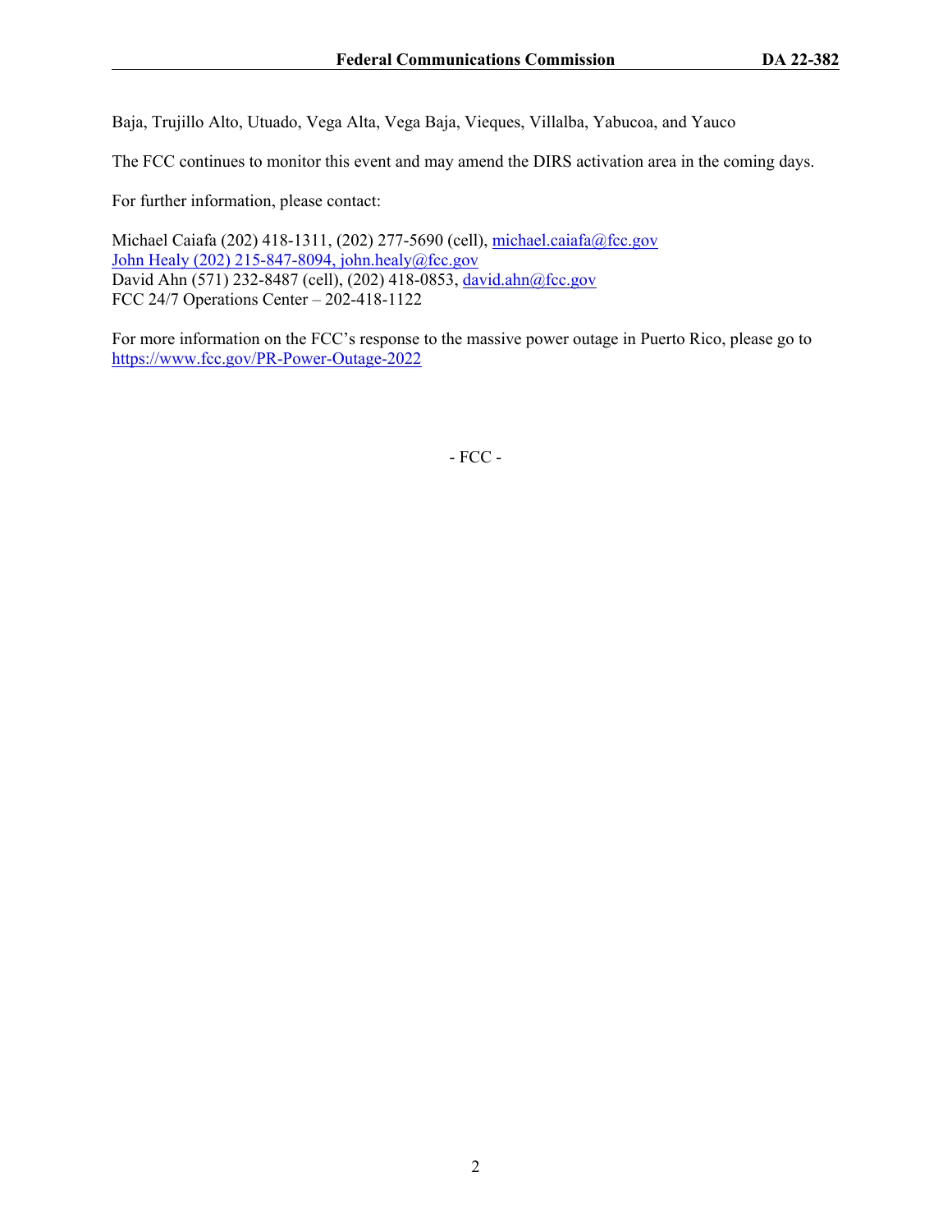Baja, Trujillo Alto, Utuado, Vega Alta, Vega Baja, Vieques, Villalba, Yabucoa, and Yauco

The FCC continues to monitor this event and may amend the DIRS activation area in the coming days.

For further information, please contact:

Michael Caiafa (202) 418-1311, (202) 277-5690 (cell), michael.caiafa@fcc.gov
John Healy (202) 215-847-8094, john.healy@fcc.gov
David Ahn (571) 232-8487 (cell), (202) 418-0853, david.ahn@fcc.gov
FCC 24/7 Operations Center – 202-418-1122

For more information on the FCC's response to the massive power outage in Puerto Rico, please go to https://www.fcc.gov/PR-Power-Outage-2022

- FCC -